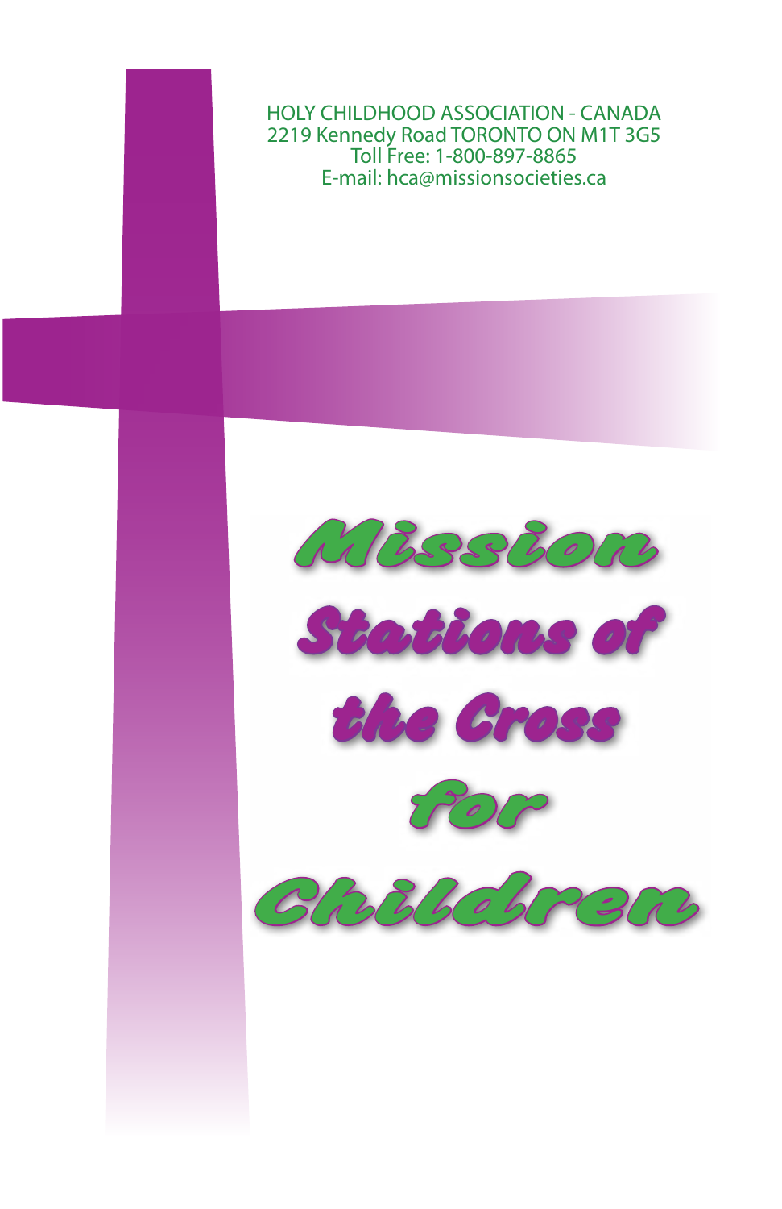HOLY CHILDHOOD ASSOCIATION - CANADA
2219 Kennedy Road TORONTO ON M1T 3G5
Toll Free: 1-800-897-8865
E-mail: hca@missionsocieties.ca

# Mission Stations of the Cross for Children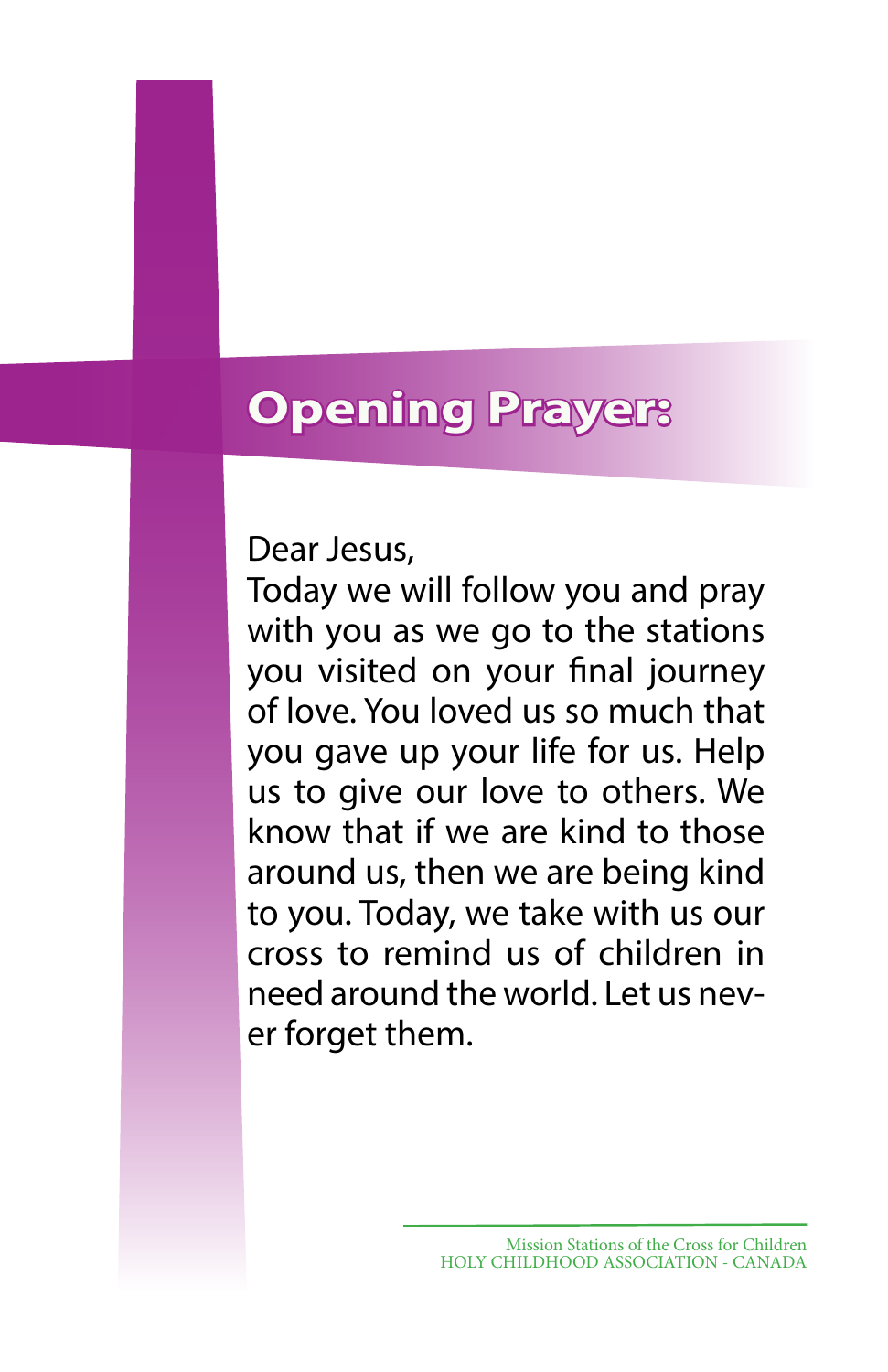# Opening Prayer:

Dear Jesus,
Today we will follow you and pray with you as we go to the stations you visited on your final journey of love. You loved us so much that you gave up your life for us. Help us to give our love to others. We know that if we are kind to those around us, then we are being kind to you. Today, we take with us our cross to remind us of children in need around the world. Let us never forget them.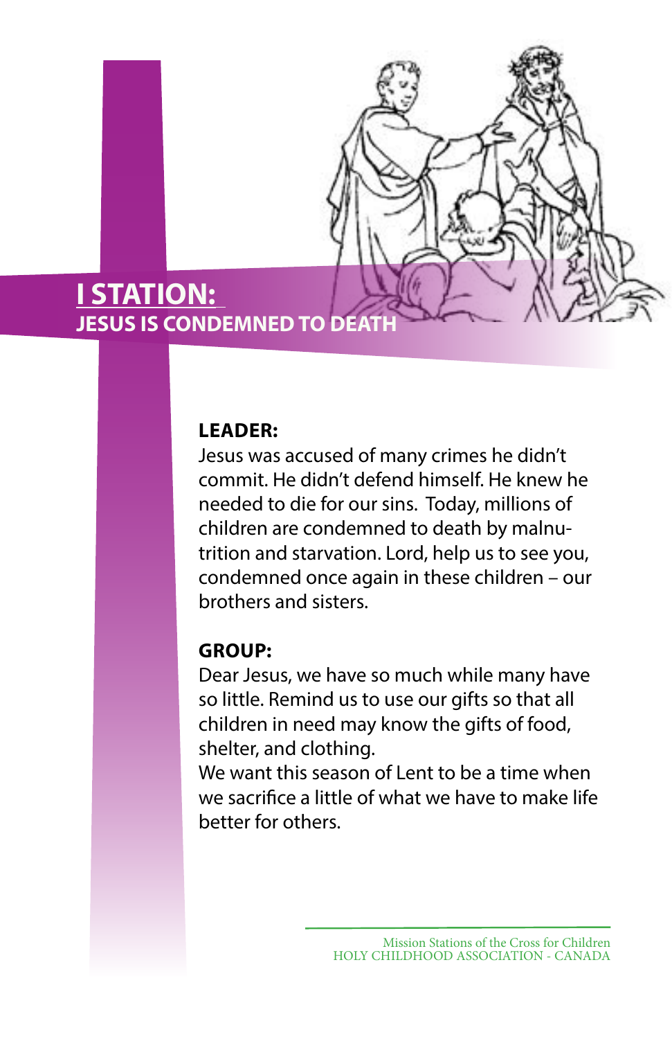# I STATION:
## JESUS IS CONDEMNED TO DEATH

**LEADER:**
Jesus was accused of many crimes he didn't commit. He didn't defend himself. He knew he needed to die for our sins. Today, millions of children are condemned to death by malnutrition and starvation. Lord, help us to see you, condemned once again in these children – our brothers and sisters.

**GROUP:**
Dear Jesus, we have so much while many have so little. Remind us to use our gifts so that all children in need may know the gifts of food, shelter, and clothing.
We want this season of Lent to be a time when we sacrifice a little of what we have to make life better for others.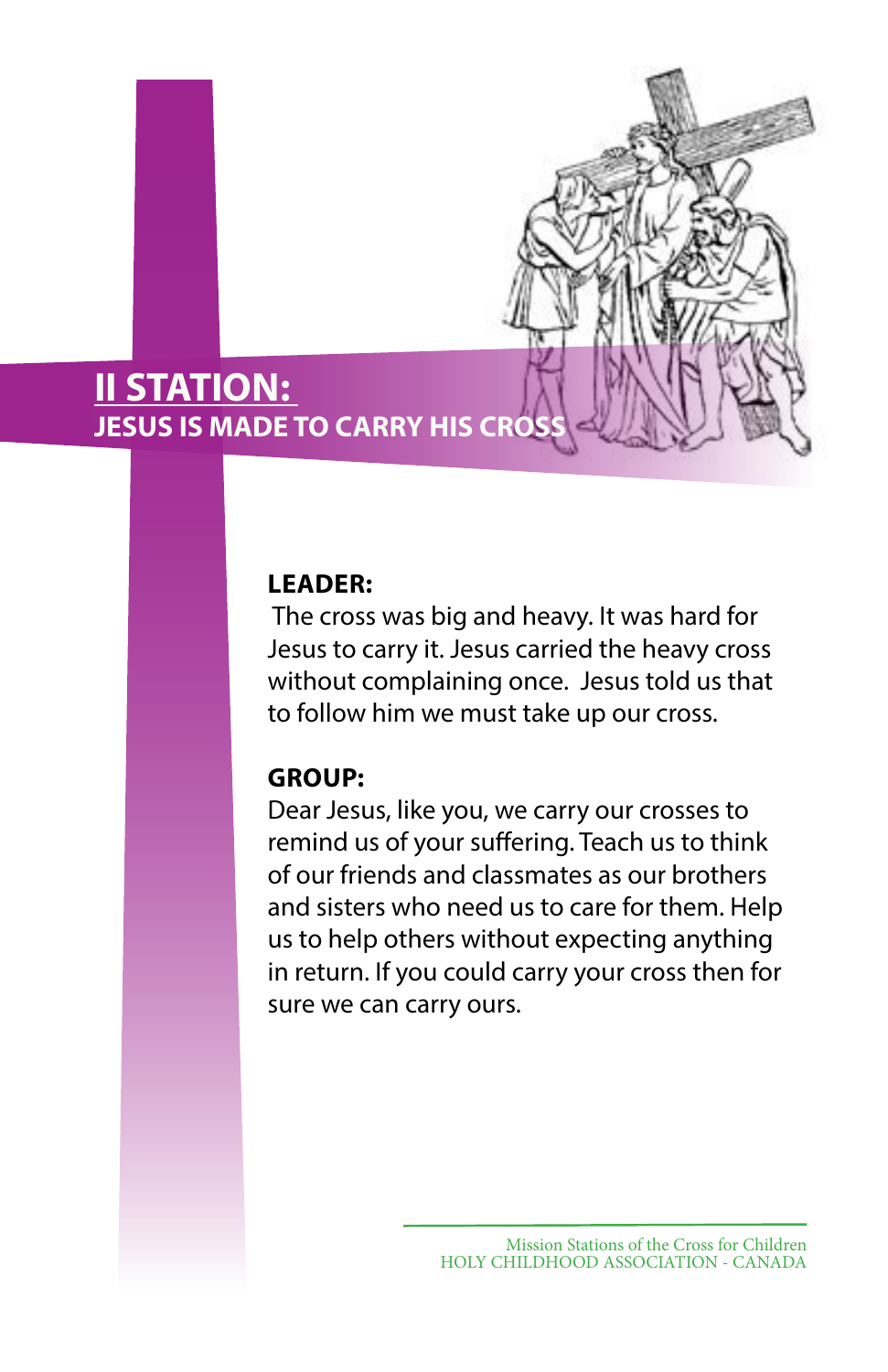# II STATION:

## JESUS IS MADE TO CARRY HIS CROSS

**LEADER:**

The cross was big and heavy. It was hard for Jesus to carry it. Jesus carried the heavy cross without complaining once. Jesus told us that to follow him we must take up our cross.

**GROUP:**

Dear Jesus, like you, we carry our crosses to remind us of your suffering. Teach us to think of our friends and classmates as our brothers and sisters who need us to care for them. Help us to help others without expecting anything in return. If you could carry your cross then for sure we can carry ours.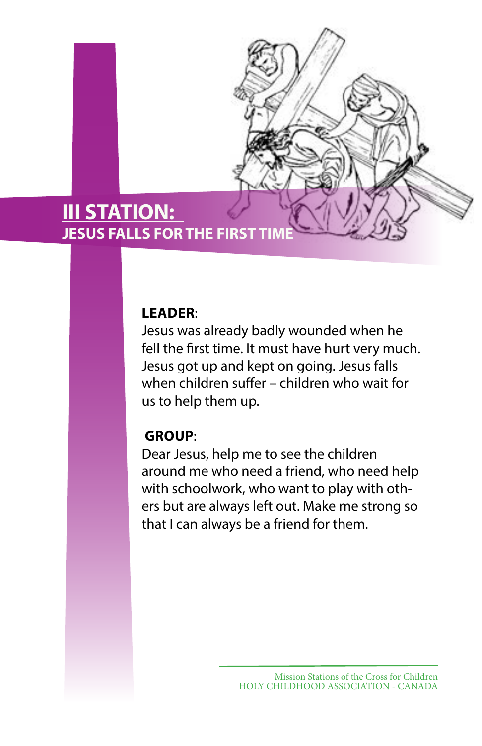# III STATION:
## JESUS FALLS FOR THE FIRST TIME

**LEADER**:
Jesus was already badly wounded when he fell the first time. It must have hurt very much. Jesus got up and kept on going. Jesus falls when children suffer – children who wait for us to help them up.

**GROUP**:
Dear Jesus, help me to see the children around me who need a friend, who need help with schoolwork, who want to play with others but are always left out. Make me strong so that I can always be a friend for them.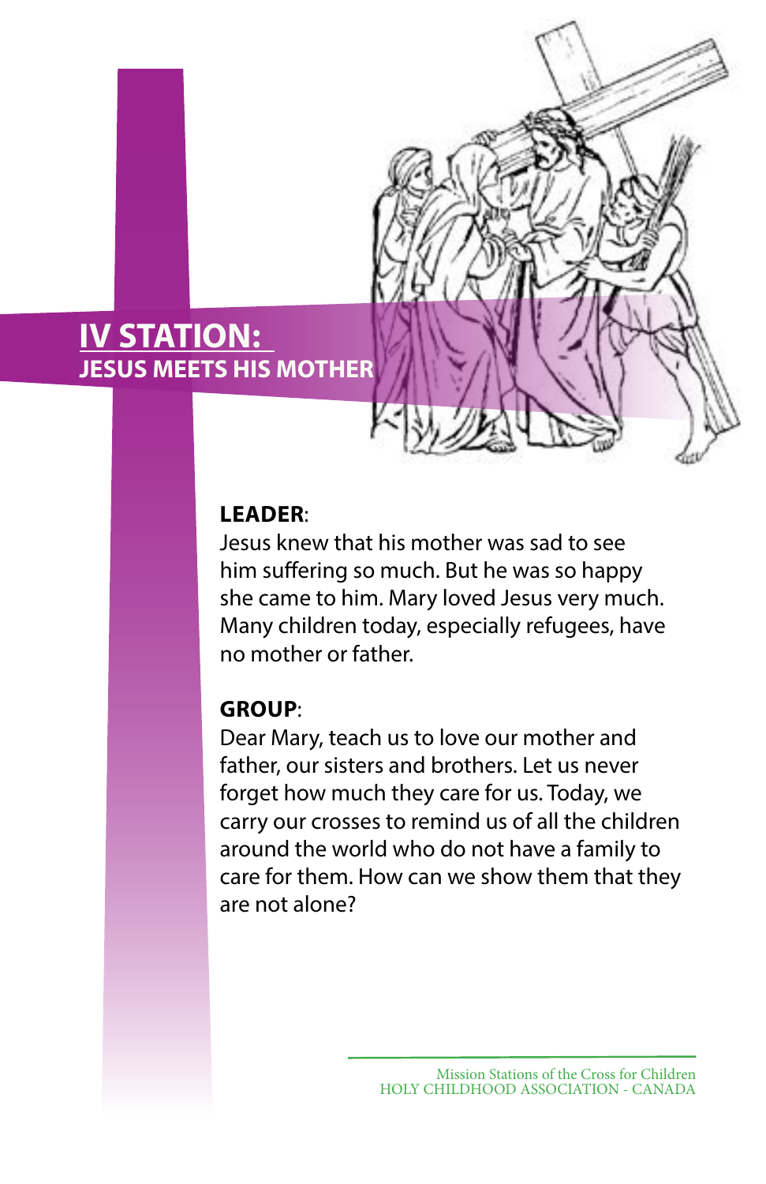# IV STATION:
## JESUS MEETS HIS MOTHER

**LEADER**:
Jesus knew that his mother was sad to see him suffering so much. But he was so happy she came to him. Mary loved Jesus very much. Many children today, especially refugees, have no mother or father.

**GROUP**:
Dear Mary, teach us to love our mother and father, our sisters and brothers. Let us never forget how much they care for us. Today, we carry our crosses to remind us of all the children around the world who do not have a family to care for them. How can we show them that they are not alone?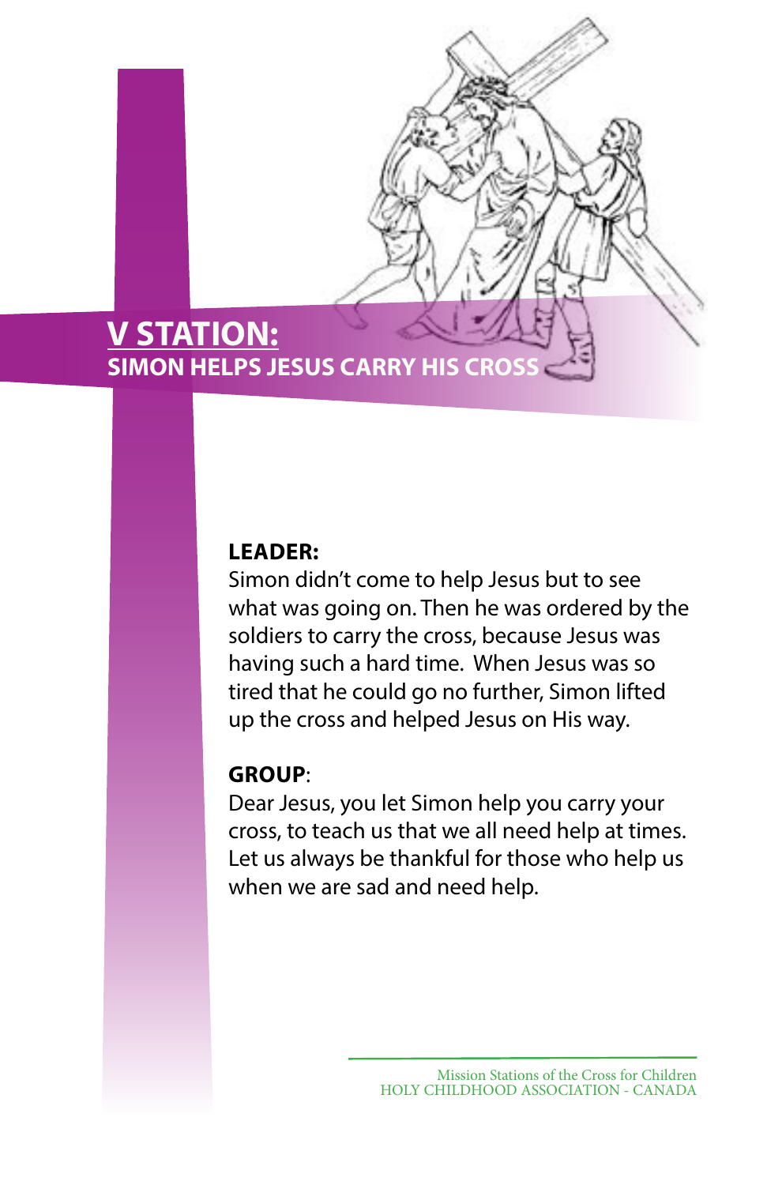# V STATION:
## SIMON HELPS JESUS CARRY HIS CROSS

**LEADER:**
Simon didn't come to help Jesus but to see what was going on. Then he was ordered by the soldiers to carry the cross, because Jesus was having such a hard time. When Jesus was so tired that he could go no further, Simon lifted up the cross and helped Jesus on His way.

**GROUP**:
Dear Jesus, you let Simon help you carry your cross, to teach us that we all need help at times. Let us always be thankful for those who help us when we are sad and need help.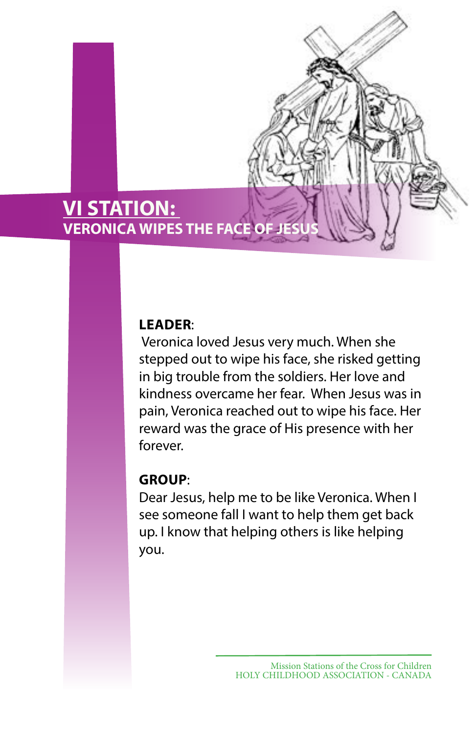# VI STATION:

## VERONICA WIPES THE FACE OF JESUS

**LEADER**:

Veronica loved Jesus very much. When she stepped out to wipe his face, she risked getting in big trouble from the soldiers. Her love and kindness overcame her fear. When Jesus was in pain, Veronica reached out to wipe his face. Her reward was the grace of His presence with her forever.

**GROUP**:

Dear Jesus, help me to be like Veronica. When I see someone fall I want to help them get back up. I know that helping others is like helping you.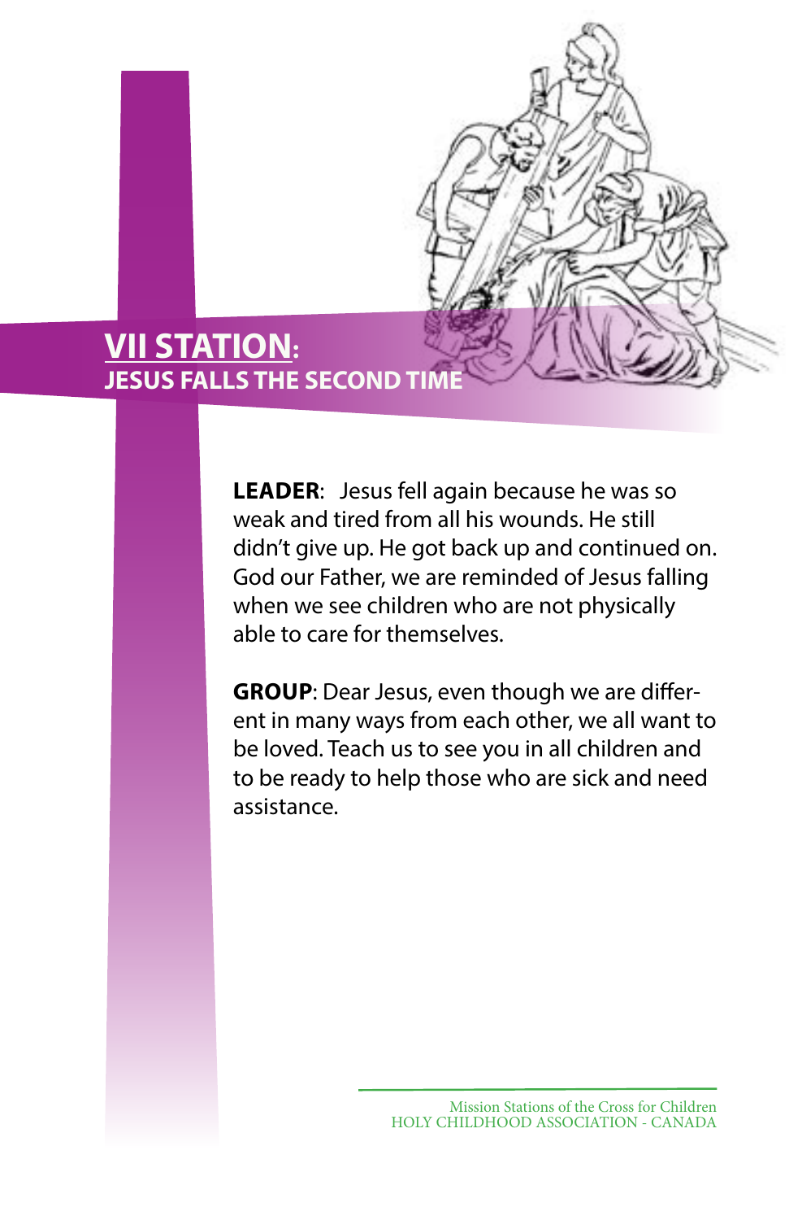# VII STATION:
## JESUS FALLS THE SECOND TIME

**LEADER**: Jesus fell again because he was so weak and tired from all his wounds. He still didn't give up. He got back up and continued on. God our Father, we are reminded of Jesus falling when we see children who are not physically able to care for themselves.

**GROUP**: Dear Jesus, even though we are different in many ways from each other, we all want to be loved. Teach us to see you in all children and to be ready to help those who are sick and need assistance.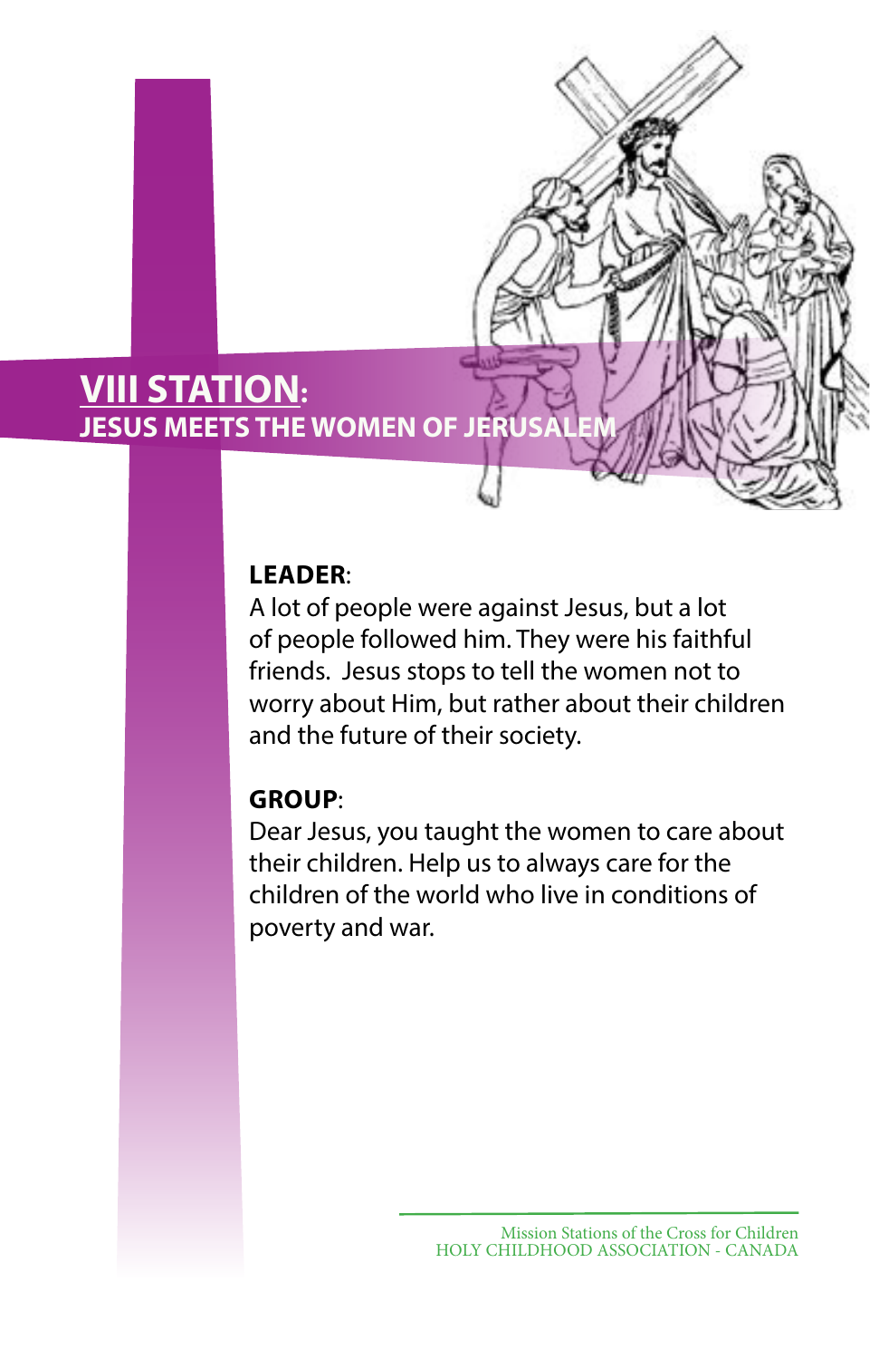# VIII STATION:
## JESUS MEETS THE WOMEN OF JERUSALEM

**LEADER**:
A lot of people were against Jesus, but a lot of people followed him. They were his faithful friends. Jesus stops to tell the women not to worry about Him, but rather about their children and the future of their society.

**GROUP**:
Dear Jesus, you taught the women to care about their children. Help us to always care for the children of the world who live in conditions of poverty and war.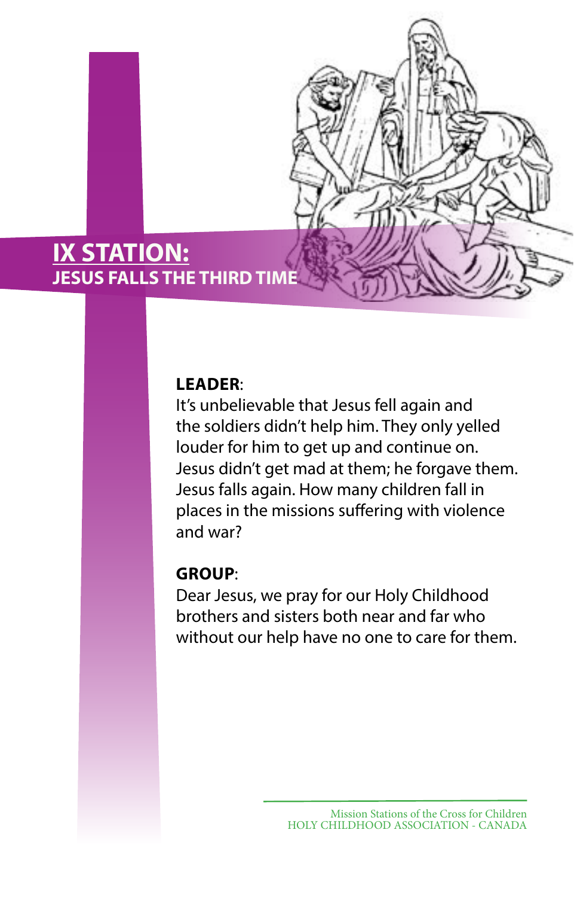# IX STATION:
## JESUS FALLS THE THIRD TIME

**LEADER**:
It's unbelievable that Jesus fell again and the soldiers didn't help him. They only yelled louder for him to get up and continue on. Jesus didn't get mad at them; he forgave them. Jesus falls again. How many children fall in places in the missions suffering with violence and war?

**GROUP**:
Dear Jesus, we pray for our Holy Childhood brothers and sisters both near and far who without our help have no one to care for them.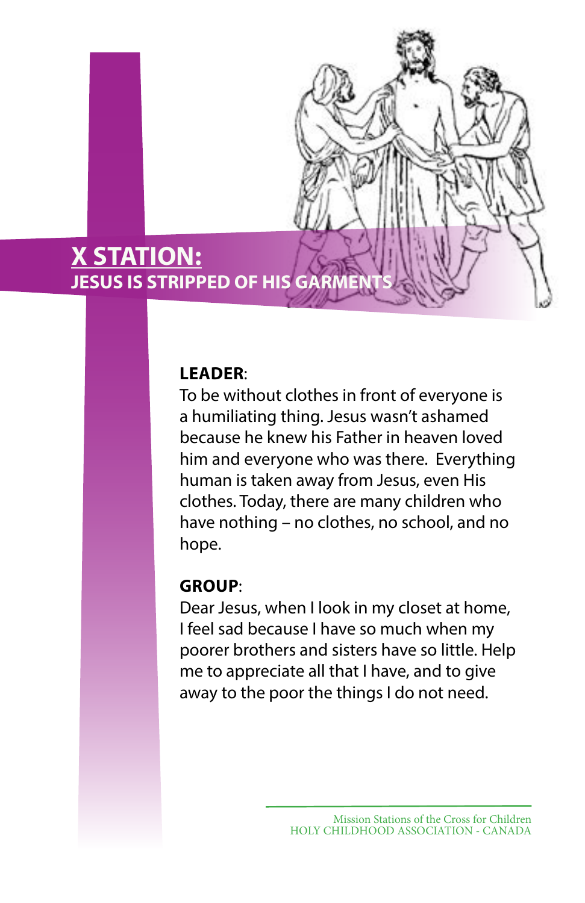# X STATION:
## JESUS IS STRIPPED OF HIS GARMENTS

**LEADER**:
To be without clothes in front of everyone is a humiliating thing. Jesus wasn't ashamed because he knew his Father in heaven loved him and everyone who was there. Everything human is taken away from Jesus, even His clothes. Today, there are many children who have nothing – no clothes, no school, and no hope.

**GROUP**:
Dear Jesus, when I look in my closet at home, I feel sad because I have so much when my poorer brothers and sisters have so little. Help me to appreciate all that I have, and to give away to the poor the things I do not need.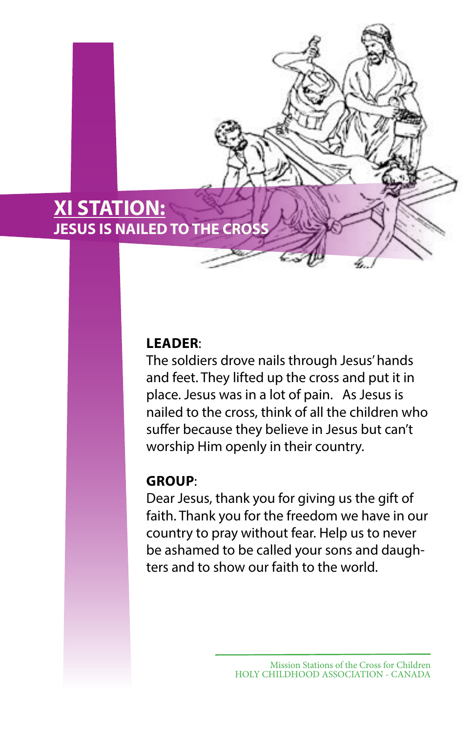# XI STATION:
## JESUS IS NAILED TO THE CROSS

**LEADER**:
The soldiers drove nails through Jesus' hands and feet. They lifted up the cross and put it in place. Jesus was in a lot of pain. As Jesus is nailed to the cross, think of all the children who suffer because they believe in Jesus but can't worship Him openly in their country.

**GROUP**:
Dear Jesus, thank you for giving us the gift of faith. Thank you for the freedom we have in our country to pray without fear. Help us to never be ashamed to be called your sons and daughters and to show our faith to the world.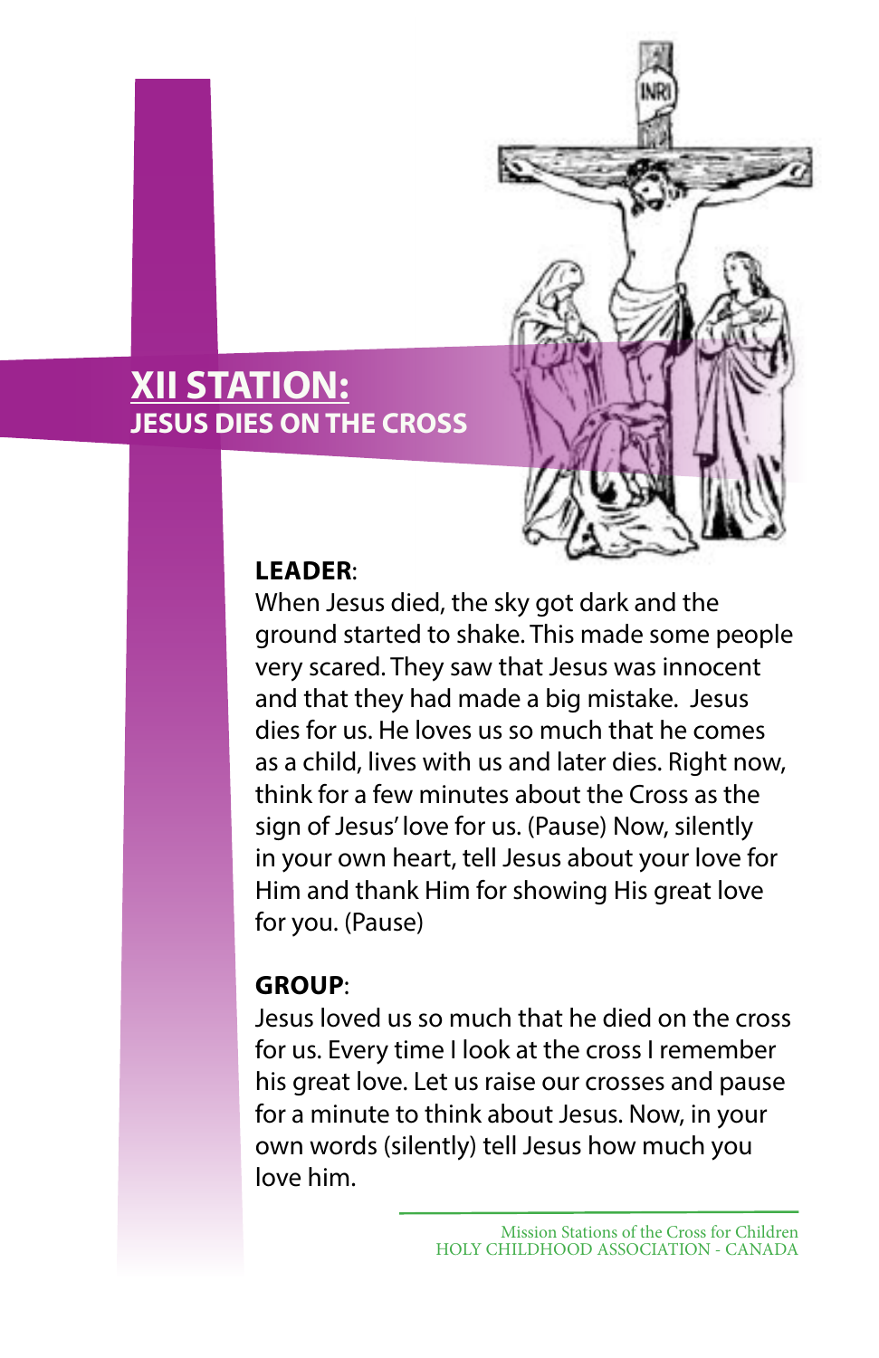# XII STATION:
## JESUS DIES ON THE CROSS

**LEADER**:

When Jesus died, the sky got dark and the ground started to shake. This made some people very scared. They saw that Jesus was innocent and that they had made a big mistake. Jesus dies for us. He loves us so much that he comes as a child, lives with us and later dies. Right now, think for a few minutes about the Cross as the sign of Jesus' love for us. (Pause) Now, silently in your own heart, tell Jesus about your love for Him and thank Him for showing His great love for you. (Pause)

**GROUP**:

Jesus loved us so much that he died on the cross for us. Every time I look at the cross I remember his great love. Let us raise our crosses and pause for a minute to think about Jesus. Now, in your own words (silently) tell Jesus how much you love him.

Mission Stations of the Cross for Children
HOLY CHILDHOOD ASSOCIATION - CANADA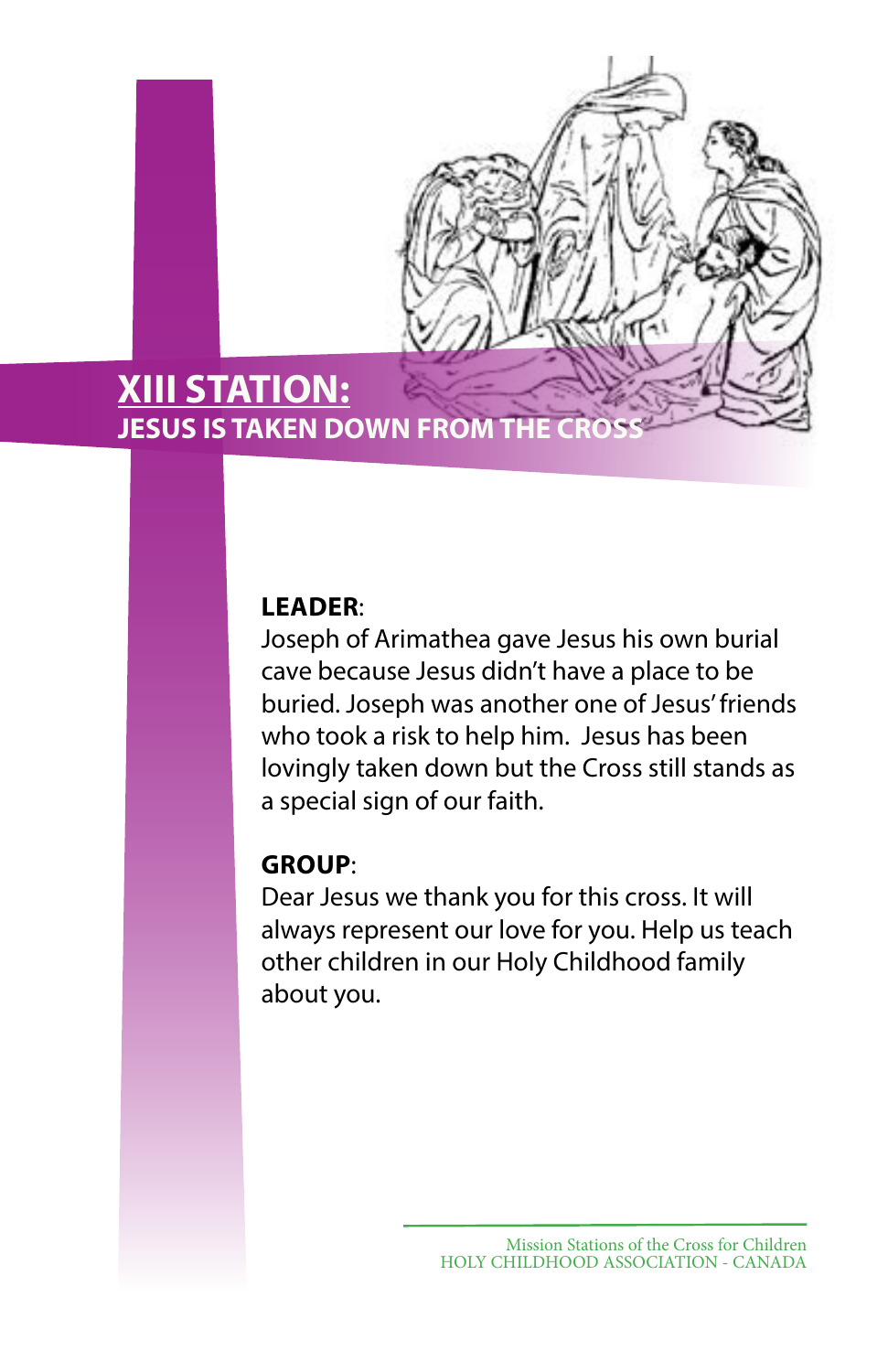# XIII STATION:

## JESUS IS TAKEN DOWN FROM THE CROSS

**LEADER**:
Joseph of Arimathea gave Jesus his own burial cave because Jesus didn't have a place to be buried. Joseph was another one of Jesus' friends who took a risk to help him. Jesus has been lovingly taken down but the Cross still stands as a special sign of our faith.

**GROUP**:
Dear Jesus we thank you for this cross. It will always represent our love for you. Help us teach other children in our Holy Childhood family about you.

Mission Stations of the Cross for Children
HOLY CHILDHOOD ASSOCIATION - CANADA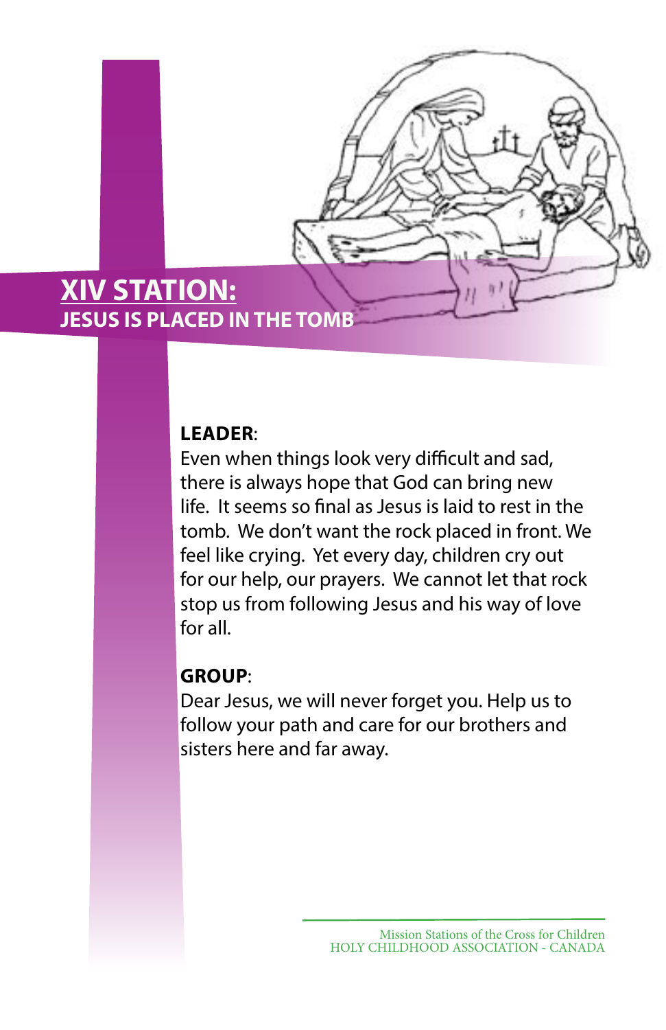# XIV STATION:
## JESUS IS PLACED IN THE TOMB

**LEADER**:
Even when things look very difficult and sad, there is always hope that God can bring new life. It seems so final as Jesus is laid to rest in the tomb. We don't want the rock placed in front. We feel like crying. Yet every day, children cry out for our help, our prayers. We cannot let that rock stop us from following Jesus and his way of love for all.

**GROUP**:
Dear Jesus, we will never forget you. Help us to follow your path and care for our brothers and sisters here and far away.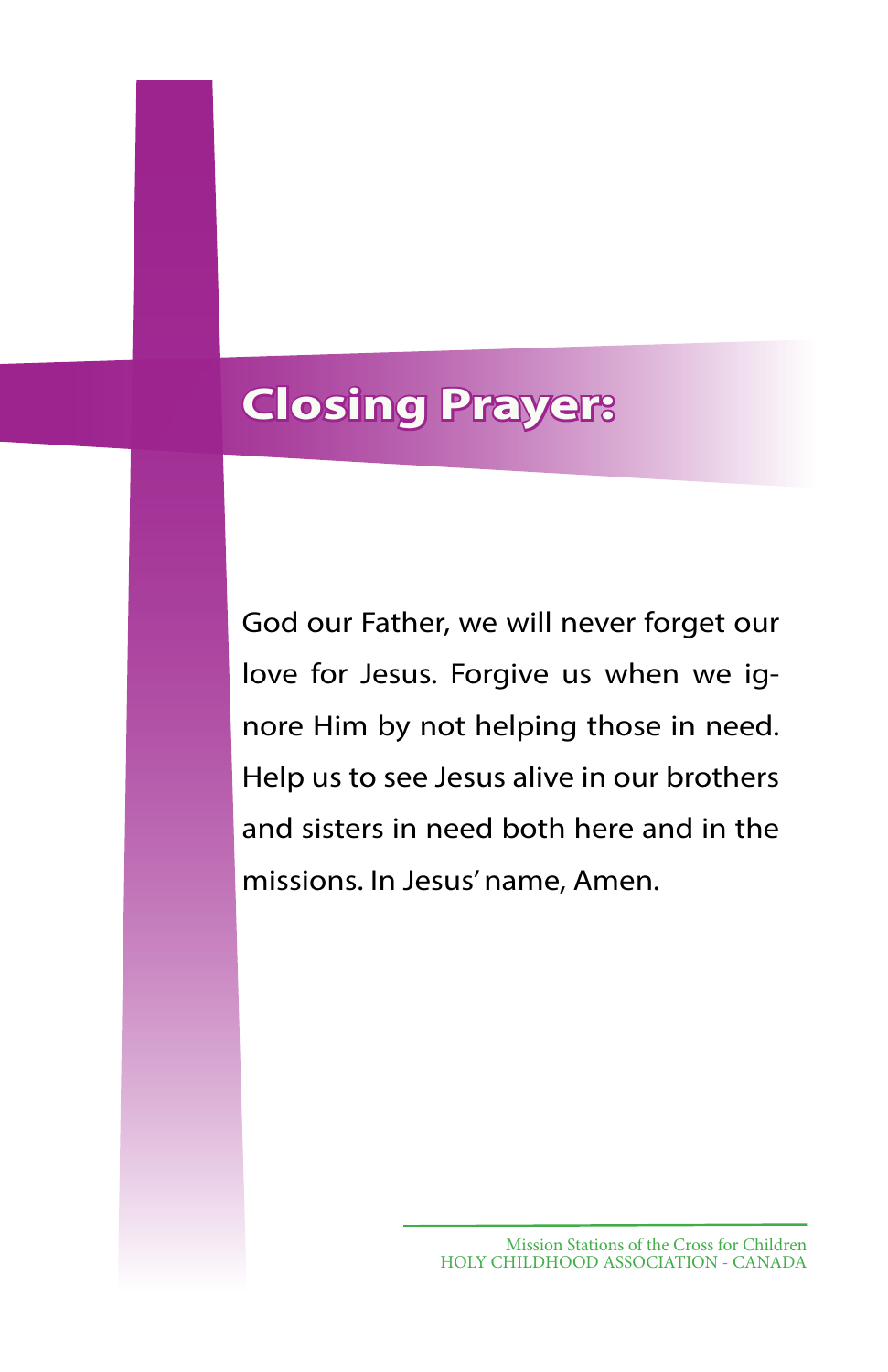# Closing Prayer:

God our Father, we will never forget our love for Jesus. Forgive us when we ignore Him by not helping those in need. Help us to see Jesus alive in our brothers and sisters in need both here and in the missions. In Jesus' name, Amen.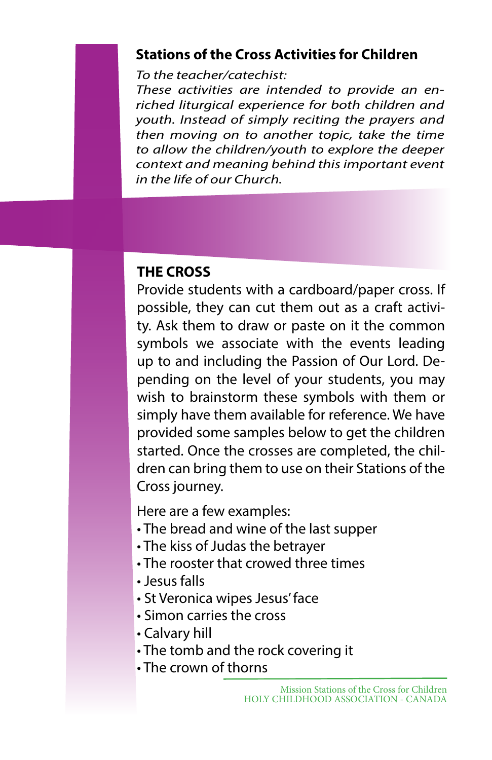## Stations of the Cross Activities for Children

*To the teacher/catechist:*
*These activities are intended to provide an enriched liturgical experience for both children and youth. Instead of simply reciting the prayers and then moving on to another topic, take the time to allow the children/youth to explore the deeper context and meaning behind this important event in the life of our Church.*

### THE CROSS

Provide students with a cardboard/paper cross. If possible, they can cut them out as a craft activity. Ask them to draw or paste on it the common symbols we associate with the events leading up to and including the Passion of Our Lord. Depending on the level of your students, you may wish to brainstorm these symbols with them or simply have them available for reference. We have provided some samples below to get the children started. Once the crosses are completed, the children can bring them to use on their Stations of the Cross journey.

Here are a few examples:

- The bread and wine of the last supper
- The kiss of Judas the betrayer
- The rooster that crowed three times
- Jesus falls
- St Veronica wipes Jesus' face
- Simon carries the cross
- Calvary hill
- The tomb and the rock covering it
- The crown of thorns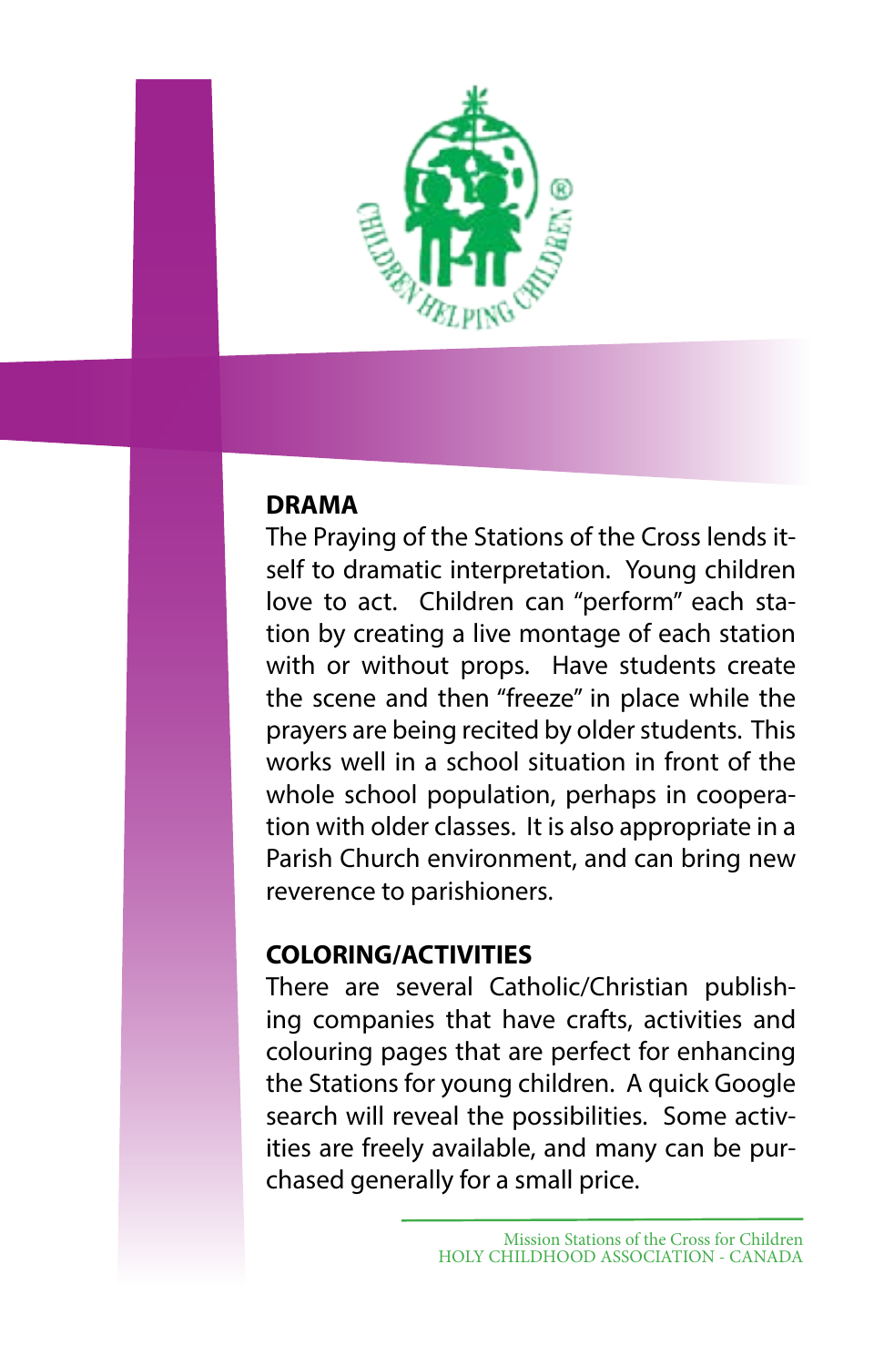## DRAMA

The Praying of the Stations of the Cross lends itself to dramatic interpretation. Young children love to act. Children can "perform" each station by creating a live montage of each station with or without props. Have students create the scene and then "freeze" in place while the prayers are being recited by older students. This works well in a school situation in front of the whole school population, perhaps in cooperation with older classes. It is also appropriate in a Parish Church environment, and can bring new reverence to parishioners.

## COLORING/ACTIVITIES

There are several Catholic/Christian publishing companies that have crafts, activities and colouring pages that are perfect for enhancing the Stations for young children. A quick Google search will reveal the possibilities. Some activities are freely available, and many can be purchased generally for a small price.